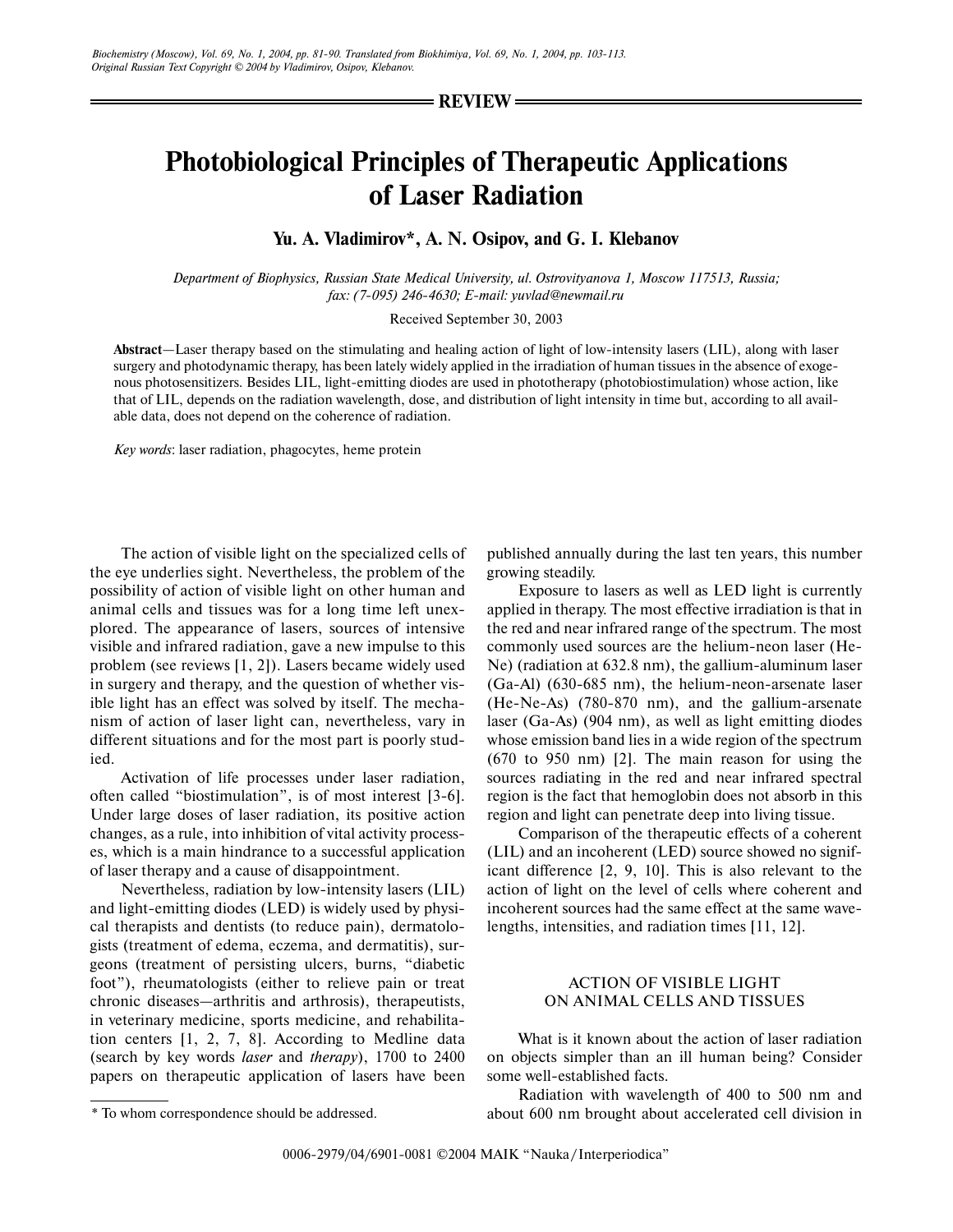**REVIEW**

# Photobiological Principles of Therapeutic Applications of Laser Radiation

**Yu. A. Vladimirov*, A. N. Osipov, and G. I. Klebanov**

*Department of Biophysics, Russian State Medical University, ul. Ostrovityanova 1, Moscow 117513, Russia; fax: (7-095) 246-4630; E-mail: yuvlad@newmail.ru*

Received September 30, 2003

**Abstract**—Laser therapy based on the stimulating and healing action of light of low-intensity lasers (LIL), along with laser surgery and photodynamic therapy, has been lately widely applied in the irradiation of human tissues in the absence of exogenous photosensitizers. Besides LIL, light-emitting diodes are used in phototherapy (photobiostimulation) whose action, like that of LIL, depends on the radiation wavelength, dose, and distribution of light intensity in time but, according to all available data, does not depend on the coherence of radiation.

*Key words*: laser radiation, phagocytes, heme protein

The action of visible light on the specialized cells of the eye underlies sight. Nevertheless, the problem of the possibility of action of visible light on other human and animal cells and tissues was for a long time left unexplored. The appearance of lasers, sources of intensive visible and infrared radiation, gave a new impulse to this problem (see reviews [1, 2]). Lasers became widely used in surgery and therapy, and the question of whether visible light has an effect was solved by itself. The mechanism of action of laser light can, nevertheless, vary in different situations and for the most part is poorly studied.

Activation of life processes under laser radiation, often called "biostimulation", is of most interest [3-6]. Under large doses of laser radiation, its positive action changes, as a rule, into inhibition of vital activity processes, which is a main hindrance to a successful application of laser therapy and a cause of disappointment.

Nevertheless, radiation by low-intensity lasers (LIL) and light-emitting diodes (LED) is widely used by physical therapists and dentists (to reduce pain), dermatologists (treatment of edema, eczema, and dermatitis), surgeons (treatment of persisting ulcers, burns, "diabetic foot"), rheumatologists (either to relieve pain or treat chronic diseases—arthritis and arthrosis), therapeutists, in veterinary medicine, sports medicine, and rehabilitation centers [1, 2, 7, 8]. According to Medline data (search by key words *laser* and *therapy*), 1700 to 2400 papers on therapeutic application of lasers have been published annually during the last ten years, this number growing steadily.

Exposure to lasers as well as LED light is currently applied in therapy. The most effective irradiation is that in the red and near infrared range of the spectrum. The most commonly used sources are the helium-neon laser (He-Ne) (radiation at 632.8 nm), the gallium-aluminum laser (Ga-Al) (630-685 nm), the helium-neon-arsenate laser (He-Ne-As) (780-870 nm), and the gallium-arsenate laser (Ga-As) (904 nm), as well as light emitting diodes whose emission band lies in a wide region of the spectrum (670 to 950 nm) [2]. The main reason for using the sources radiating in the red and near infrared spectral region is the fact that hemoglobin does not absorb in this region and light can penetrate deep into living tissue.

Comparison of the therapeutic effects of a coherent (LIL) and an incoherent (LED) source showed no significant difference [2, 9, 10]. This is also relevant to the action of light on the level of cells where coherent and incoherent sources had the same effect at the same wavelengths, intensities, and radiation times [11, 12].

## ACTION OF VISIBLE LIGHT ON ANIMAL CELLS AND TISSUES

What is it known about the action of laser radiation on objects simpler than an ill human being? Consider some well-established facts.

Radiation with wavelength of 400 to 500 nm and about 600 nm brought about accelerated cell division in

\* To whom correspondence should be addressed.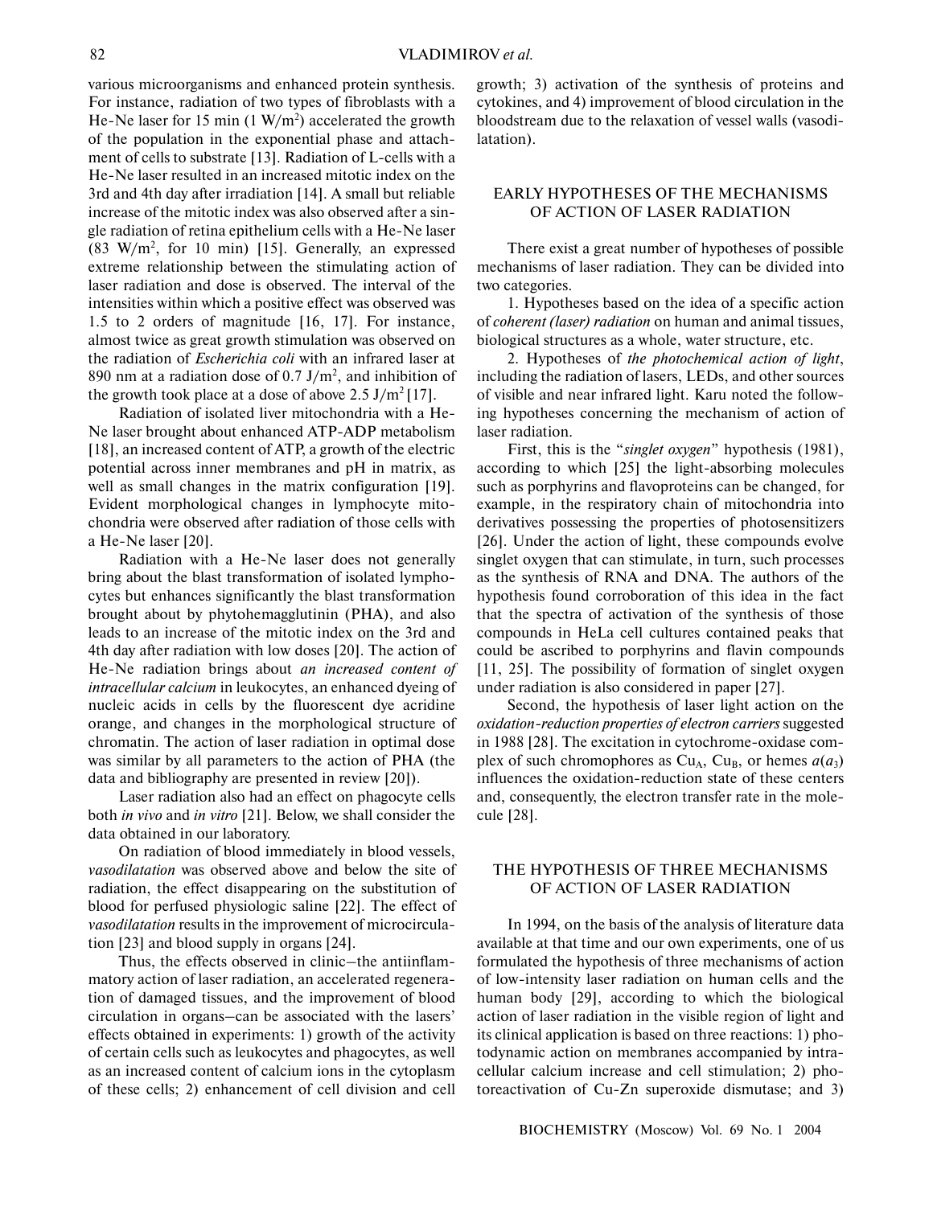various microorganisms and enhanced protein synthesis. For instance, radiation of two types of fibroblasts with a He-Ne laser for 15 min (1 $W/m^2$) accelerated the growth of the population in the exponential phase and attachment of cells to substrate [13]. Radiation of L-cells with a He-Ne laser resulted in an increased mitotic index on the 3rd and 4th day after irradiation [14]. A small but reliable increase of the mitotic index was also observed after a single radiation of retina epithelium cells with a He-Ne laser (83 $W/m^2$, for 10 min) [15]. Generally, an expressed extreme relationship between the stimulating action of laser radiation and dose is observed. The interval of the intensities within which a positive effect was observed was 1.5 to 2 orders of magnitude [16, 17]. For instance, almost twice as great growth stimulation was observed on the radiation of *Escherichia coli* with an infrared laser at 890 nm at a radiation dose of 0.7 $J/m^2$, and inhibition of the growth took place at a dose of above 2.5 $J/m^2$ [17].

Radiation of isolated liver mitochondria with a He-Ne laser brought about enhanced ATP-ADP metabolism [18], an increased content of ATP, a growth of the electric potential across inner membranes and pH in matrix, as well as small changes in the matrix configuration [19]. Evident morphological changes in lymphocyte mitochondria were observed after radiation of those cells with a He-Ne laser [20].

Radiation with a He-Ne laser does not generally bring about the blast transformation of isolated lymphocytes but enhances significantly the blast transformation brought about by phytohemagglutinin (PHA), and also leads to an increase of the mitotic index on the 3rd and 4th day after radiation with low doses [20]. The action of He-Ne radiation brings about *an increased content of intracellular calcium* in leukocytes, an enhanced dyeing of nucleic acids in cells by the fluorescent dye acridine orange, and changes in the morphological structure of chromatin. The action of laser radiation in optimal dose was similar by all parameters to the action of PHA (the data and bibliography are presented in review [20]).

Laser radiation also had an effect on phagocyte cells both *in vivo* and *in vitro* [21]. Below, we shall consider the data obtained in our laboratory.

On radiation of blood immediately in blood vessels, *vasodilatation* was observed above and below the site of radiation, the effect disappearing on the substitution of blood for perfused physiologic saline [22]. The effect of *vasodilatation* results in the improvement of microcirculation [23] and blood supply in organs [24].

Thus, the effects observed in clinic—the antiinflammatory action of laser radiation, an accelerated regeneration of damaged tissues, and the improvement of blood circulation in organs—can be associated with the lasers' effects obtained in experiments: 1) growth of the activity of certain cells such as leukocytes and phagocytes, as well as an increased content of calcium ions in the cytoplasm of these cells; 2) enhancement of cell division and cell growth; 3) activation of the synthesis of proteins and cytokines, and 4) improvement of blood circulation in the bloodstream due to the relaxation of vessel walls (vasodilatation).

## EARLY HYPOTHESES OF THE MECHANISMS OF ACTION OF LASER RADIATION

There exist a great number of hypotheses of possible mechanisms of laser radiation. They can be divided into two categories.

1. Hypotheses based on the idea of a specific action of *coherent (laser) radiation* on human and animal tissues, biological structures as a whole, water structure, etc.

2. Hypotheses of *the photochemical action of light*, including the radiation of lasers, LEDs, and other sources of visible and near infrared light. Karu noted the following hypotheses concerning the mechanism of action of laser radiation.

First, this is the "*singlet oxygen*" hypothesis (1981), according to which [25] the light-absorbing molecules such as porphyrins and flavoproteins can be changed, for example, in the respiratory chain of mitochondria into derivatives possessing the properties of photosensitizers [26]. Under the action of light, these compounds evolve singlet oxygen that can stimulate, in turn, such processes as the synthesis of RNA and DNA. The authors of the hypothesis found corroboration of this idea in the fact that the spectra of activation of the synthesis of those compounds in HeLa cell cultures contained peaks that could be ascribed to porphyrins and flavin compounds [11, 25]. The possibility of formation of singlet oxygen under radiation is also considered in paper [27].

Second, the hypothesis of laser light action on the *oxidation-reduction properties of electron carriers* suggested in 1988 [28]. The excitation in cytochrome-oxidase complex of such chromophores as $Cu_A$, $Cu_B$, or hemes $a(a_3)$ influences the oxidation-reduction state of these centers and, consequently, the electron transfer rate in the molecule [28].

## THE HYPOTHESIS OF THREE MECHANISMS OF ACTION OF LASER RADIATION

In 1994, on the basis of the analysis of literature data available at that time and our own experiments, one of us formulated the hypothesis of three mechanisms of action of low-intensity laser radiation on human cells and the human body [29], according to which the biological action of laser radiation in the visible region of light and its clinical application is based on three reactions: 1) photodynamic action on membranes accompanied by intracellular calcium increase and cell stimulation; 2) photoreactivation of Cu-Zn superoxide dismutase; and 3)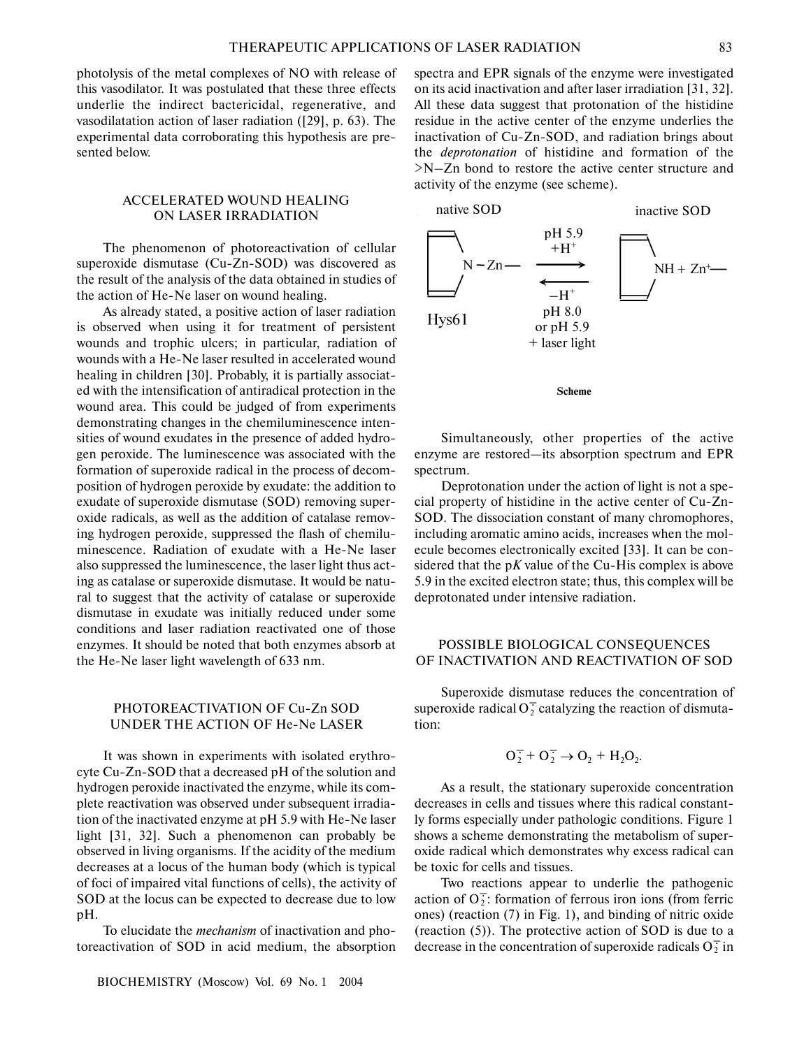photolysis of the metal complexes of NO with release of this vasodilator. It was postulated that these three effects underlie the indirect bactericidal, regenerative, and vasodilatation action of laser radiation ([29], p. 63). The experimental data corroborating this hypothesis are presented below.

## ACCELERATED WOUND HEALING ON LASER IRRADIATION

The phenomenon of photoreactivation of cellular superoxide dismutase (Cu-Zn-SOD) was discovered as the result of the analysis of the data obtained in studies of the action of He-Ne laser on wound healing.

As already stated, a positive action of laser radiation is observed when using it for treatment of persistent wounds and trophic ulcers; in particular, radiation of wounds with a He-Ne laser resulted in accelerated wound healing in children [30]. Probably, it is partially associated with the intensification of antiradical protection in the wound area. This could be judged of from experiments demonstrating changes in the chemiluminescence intensities of wound exudates in the presence of added hydrogen peroxide. The luminescence was associated with the formation of superoxide radical in the process of decomposition of hydrogen peroxide by exudate: the addition to exudate of superoxide dismutase (SOD) removing superoxide radicals, as well as the addition of catalase removing hydrogen peroxide, suppressed the flash of chemiluminescence. Radiation of exudate with a He-Ne laser also suppressed the luminescence, the laser light thus acting as catalase or superoxide dismutase. It would be natural to suggest that the activity of catalase or superoxide dismutase in exudate was initially reduced under some conditions and laser radiation reactivated one of those enzymes. It should be noted that both enzymes absorb at the He-Ne laser light wavelength of 633 nm.

## PHOTOREACTIVATION OF Cu-Zn SOD UNDER THE ACTION OF He-Ne LASER

It was shown in experiments with isolated erythrocyte Cu-Zn-SOD that a decreased pH of the solution and hydrogen peroxide inactivated the enzyme, while its complete reactivation was observed under subsequent irradiation of the inactivated enzyme at pH 5.9 with He-Ne laser light [31, 32]. Such a phenomenon can probably be observed in living organisms. If the acidity of the medium decreases at a locus of the human body (which is typical of foci of impaired vital functions of cells), the activity of SOD at the locus can be expected to decrease due to low pH.

To elucidate the *mechanism* of inactivation and photoreactivation of SOD in acid medium, the absorption spectra and EPR signals of the enzyme were investigated on its acid inactivation and after laser irradiation [31, 32]. All these data suggest that protonation of the histidine residue in the active center of the enzyme underlies the inactivation of Cu-Zn-SOD, and radiation brings about the *deprotonation* of histidine and formation of the >N–Zn bond to restore the active center structure and activity of the enzyme (see scheme).

native SOD (Hys61: N–Zn–) ⇄ inactive SOD (NH + $Zn^+$–)

Forward: pH 5.9, $+H^+$; Reverse: $-H^+$, pH 8.0 or pH 5.9 + laser light

**Scheme**

Simultaneously, other properties of the active enzyme are restored—its absorption spectrum and EPR spectrum.

Deprotonation under the action of light is not a special property of histidine in the active center of Cu-Zn-SOD. The dissociation constant of many chromophores, including aromatic amino acids, increases when the molecule becomes electronically excited [33]. It can be considered that the p*K* value of the Cu-His complex is above 5.9 in the excited electron state; thus, this complex will be deprotonated under intensive radiation.

## POSSIBLE BIOLOGICAL CONSEQUENCES OF INACTIVATION AND REACTIVATION OF SOD

Superoxide dismutase reduces the concentration of superoxide radical $O_2^{\cdot-}$ catalyzing the reaction of dismutation:

$$O_2^{\cdot-} + O_2^{\cdot-} \rightarrow O_2 + H_2O_2.$$

As a result, the stationary superoxide concentration decreases in cells and tissues where this radical constantly forms especially under pathologic conditions. Figure 1 shows a scheme demonstrating the metabolism of superoxide radical which demonstrates why excess radical can be toxic for cells and tissues.

Two reactions appear to underlie the pathogenic action of $O_2^{\cdot-}$: formation of ferrous iron ions (from ferric ones) (reaction (7) in Fig. 1), and binding of nitric oxide (reaction (5)). The protective action of SOD is due to a decrease in the concentration of superoxide radicals $O_2^{\cdot-}$ in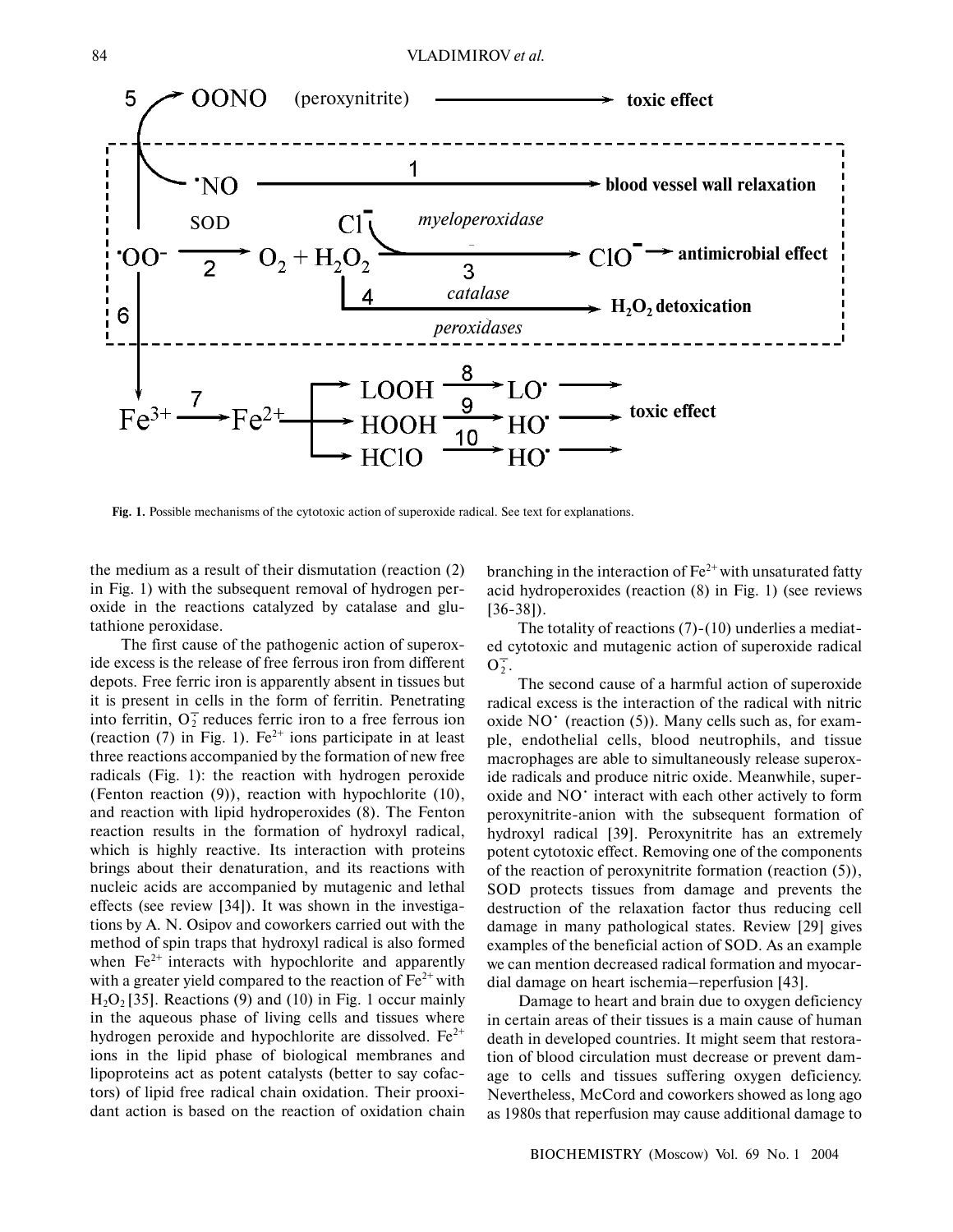Fig. 1. Possible mechanisms of the cytotoxic action of superoxide radical. See text for explanations.

the medium as a result of their dismutation (reaction (2) in Fig. 1) with the subsequent removal of hydrogen peroxide in the reactions catalyzed by catalase and glutathione peroxidase.

The first cause of the pathogenic action of superoxide excess is the release of free ferrous iron from different depots. Free ferric iron is apparently absent in tissues but it is present in cells in the form of ferritin. Penetrating into ferritin, $O_2^{\overline{\cdot}}$ reduces ferric iron to a free ferrous ion (reaction (7) in Fig. 1). $Fe^{2+}$ ions participate in at least three reactions accompanied by the formation of new free radicals (Fig. 1): the reaction with hydrogen peroxide (Fenton reaction (9)), reaction with hypochlorite (10), and reaction with lipid hydroperoxides (8). The Fenton reaction results in the formation of hydroxyl radical, which is highly reactive. Its interaction with proteins brings about their denaturation, and its reactions with nucleic acids are accompanied by mutagenic and lethal effects (see review [34]). It was shown in the investigations by A. N. Osipov and coworkers carried out with the method of spin traps that hydroxyl radical is also formed when $Fe^{2+}$ interacts with hypochlorite and apparently with a greater yield compared to the reaction of $Fe^{2+}$ with $H_2O_2$ [35]. Reactions (9) and (10) in Fig. 1 occur mainly in the aqueous phase of living cells and tissues where hydrogen peroxide and hypochlorite are dissolved. $Fe^{2+}$ ions in the lipid phase of biological membranes and lipoproteins act as potent catalysts (better to say cofactors) of lipid free radical chain oxidation. Their prooxidant action is based on the reaction of oxidation chain branching in the interaction of $Fe^{2+}$ with unsaturated fatty acid hydroperoxides (reaction (8) in Fig. 1) (see reviews [36-38]).

The totality of reactions (7)-(10) underlies a mediated cytotoxic and mutagenic action of superoxide radical $O_2^{\overline{\cdot}}$.

The second cause of a harmful action of superoxide radical excess is the interaction of the radical with nitric oxide $NO^{\cdot}$ (reaction (5)). Many cells such as, for example, endothelial cells, blood neutrophils, and tissue macrophages are able to simultaneously release superoxide radicals and produce nitric oxide. Meanwhile, superoxide and $NO^{\cdot}$ interact with each other actively to form peroxynitrite-anion with the subsequent formation of hydroxyl radical [39]. Peroxynitrite has an extremely potent cytotoxic effect. Removing one of the components of the reaction of peroxynitrite formation (reaction (5)), SOD protects tissues from damage and prevents the destruction of the relaxation factor thus reducing cell damage in many pathological states. Review [29] gives examples of the beneficial action of SOD. As an example we can mention decreased radical formation and myocardial damage on heart ischemia–reperfusion [43].

Damage to heart and brain due to oxygen deficiency in certain areas of their tissues is a main cause of human death in developed countries. It might seem that restoration of blood circulation must decrease or prevent damage to cells and tissues suffering oxygen deficiency. Nevertheless, McCord and coworkers showed as long ago as 1980s that reperfusion may cause additional damage to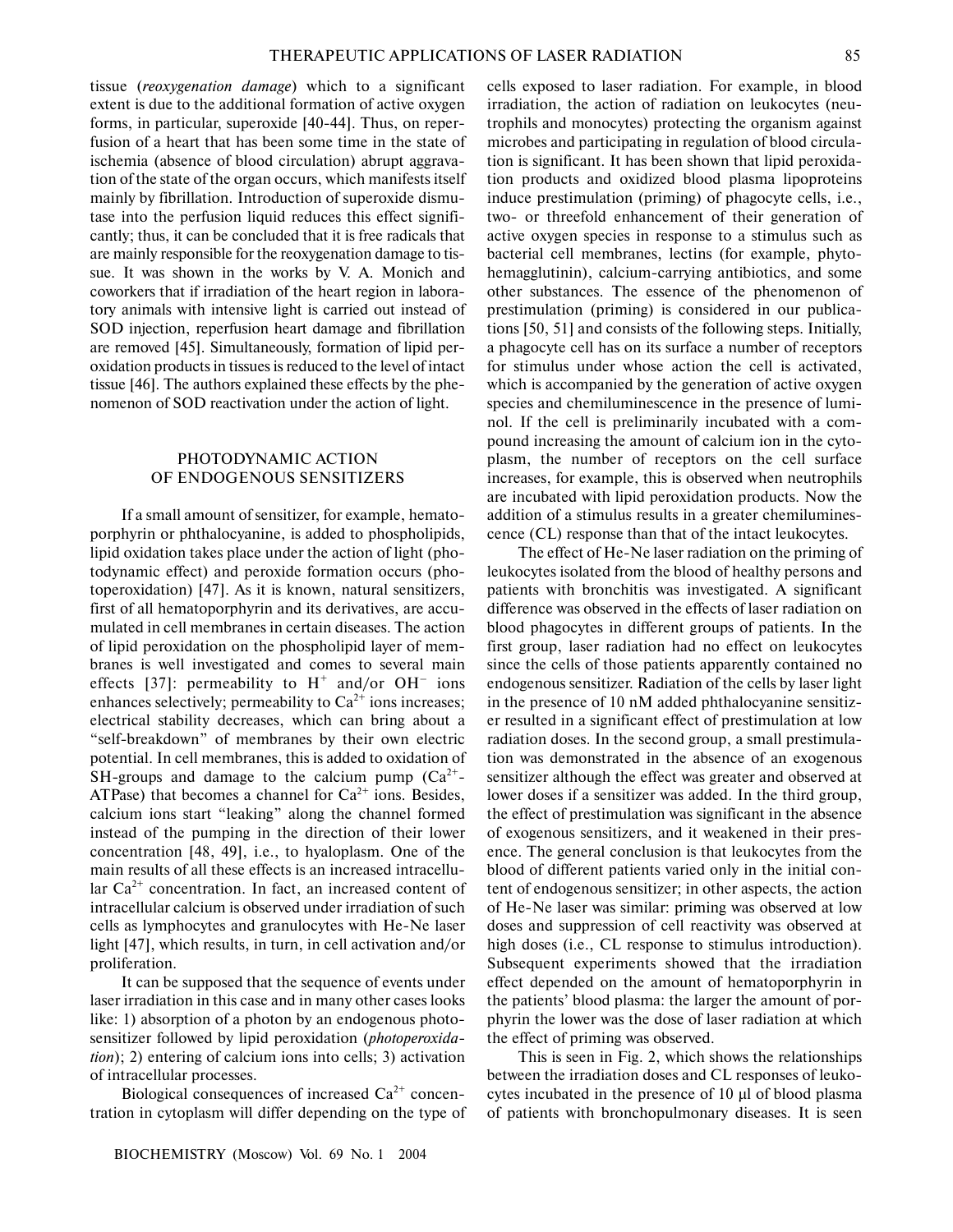tissue (*reoxygenation damage*) which to a significant extent is due to the additional formation of active oxygen forms, in particular, superoxide [40-44]. Thus, on reperfusion of a heart that has been some time in the state of ischemia (absence of blood circulation) abrupt aggravation of the state of the organ occurs, which manifests itself mainly by fibrillation. Introduction of superoxide dismutase into the perfusion liquid reduces this effect significantly; thus, it can be concluded that it is free radicals that are mainly responsible for the reoxygenation damage to tissue. It was shown in the works by V. A. Monich and coworkers that if irradiation of the heart region in laboratory animals with intensive light is carried out instead of SOD injection, reperfusion heart damage and fibrillation are removed [45]. Simultaneously, formation of lipid peroxidation products in tissues is reduced to the level of intact tissue [46]. The authors explained these effects by the phenomenon of SOD reactivation under the action of light.

## PHOTODYNAMIC ACTION OF ENDOGENOUS SENSITIZERS

If a small amount of sensitizer, for example, hematoporphyrin or phthalocyanine, is added to phospholipids, lipid oxidation takes place under the action of light (photodynamic effect) and peroxide formation occurs (photoperoxidation) [47]. As it is known, natural sensitizers, first of all hematoporphyrin and its derivatives, are accumulated in cell membranes in certain diseases. The action of lipid peroxidation on the phospholipid layer of membranes is well investigated and comes to several main effects [37]: permeability to $H^+$ and/or $OH^-$ ions enhances selectively; permeability to $Ca^{2+}$ ions increases; electrical stability decreases, which can bring about a "self-breakdown" of membranes by their own electric potential. In cell membranes, this is added to oxidation of SH-groups and damage to the calcium pump ($Ca^{2+}$-ATPase) that becomes a channel for $Ca^{2+}$ ions. Besides, calcium ions start "leaking" along the channel formed instead of the pumping in the direction of their lower concentration [48, 49], i.e., to hyaloplasm. One of the main results of all these effects is an increased intracellular $Ca^{2+}$ concentration. In fact, an increased content of intracellular calcium is observed under irradiation of such cells as lymphocytes and granulocytes with He-Ne laser light [47], which results, in turn, in cell activation and/or proliferation.

It can be supposed that the sequence of events under laser irradiation in this case and in many other cases looks like: 1) absorption of a photon by an endogenous photosensitizer followed by lipid peroxidation (*photoperoxidation*); 2) entering of calcium ions into cells; 3) activation of intracellular processes.

Biological consequences of increased $Ca^{2+}$ concentration in cytoplasm will differ depending on the type of cells exposed to laser radiation. For example, in blood irradiation, the action of radiation on leukocytes (neutrophils and monocytes) protecting the organism against microbes and participating in regulation of blood circulation is significant. It has been shown that lipid peroxidation products and oxidized blood plasma lipoproteins induce prestimulation (priming) of phagocyte cells, i.e., two- or threefold enhancement of their generation of active oxygen species in response to a stimulus such as bacterial cell membranes, lectins (for example, phytohemagglutinin), calcium-carrying antibiotics, and some other substances. The essence of the phenomenon of prestimulation (priming) is considered in our publications [50, 51] and consists of the following steps. Initially, a phagocyte cell has on its surface a number of receptors for stimulus under whose action the cell is activated, which is accompanied by the generation of active oxygen species and chemiluminescence in the presence of luminol. If the cell is preliminarily incubated with a compound increasing the amount of calcium ion in the cytoplasm, the number of receptors on the cell surface increases, for example, this is observed when neutrophils are incubated with lipid peroxidation products. Now the addition of a stimulus results in a greater chemiluminescence (CL) response than that of the intact leukocytes.

The effect of He-Ne laser radiation on the priming of leukocytes isolated from the blood of healthy persons and patients with bronchitis was investigated. A significant difference was observed in the effects of laser radiation on blood phagocytes in different groups of patients. In the first group, laser radiation had no effect on leukocytes since the cells of those patients apparently contained no endogenous sensitizer. Radiation of the cells by laser light in the presence of 10 nM added phthalocyanine sensitizer resulted in a significant effect of prestimulation at low radiation doses. In the second group, a small prestimulation was demonstrated in the absence of an exogenous sensitizer although the effect was greater and observed at lower doses if a sensitizer was added. In the third group, the effect of prestimulation was significant in the absence of exogenous sensitizers, and it weakened in their presence. The general conclusion is that leukocytes from the blood of different patients varied only in the initial content of endogenous sensitizer; in other aspects, the action of He-Ne laser was similar: priming was observed at low doses and suppression of cell reactivity was observed at high doses (i.e., CL response to stimulus introduction). Subsequent experiments showed that the irradiation effect depended on the amount of hematoporphyrin in the patients' blood plasma: the larger the amount of porphyrin the lower was the dose of laser radiation at which the effect of priming was observed.

This is seen in Fig. 2, which shows the relationships between the irradiation doses and CL responses of leukocytes incubated in the presence of 10 μl of blood plasma of patients with bronchopulmonary diseases. It is seen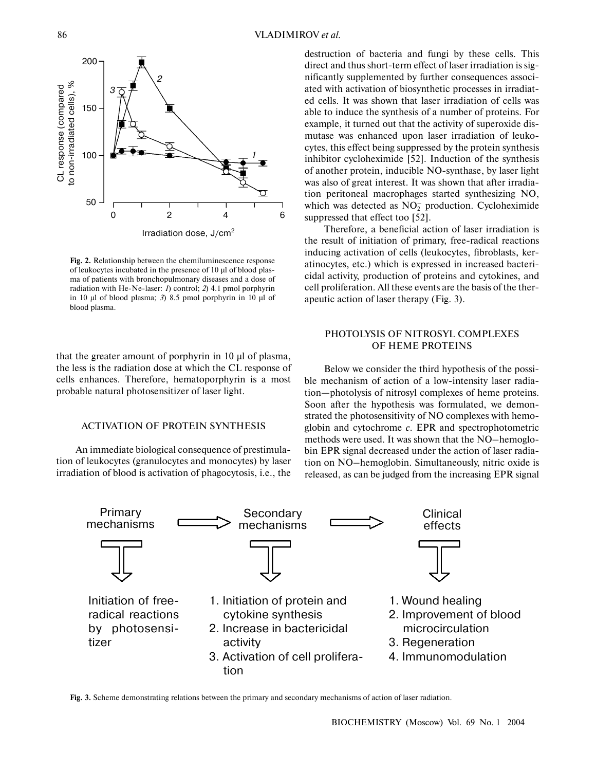**Fig. 2.** Relationship between the chemiluminescence response of leukocytes incubated in the presence of 10 µl of blood plasma of patients with bronchopulmonary diseases and a dose of radiation with He-Ne-laser: *1*) control; *2*) 4.1 pmol porphyrin in 10 µl of blood plasma; *3*) 8.5 pmol porphyrin in 10 µl of blood plasma.

that the greater amount of porphyrin in 10 µl of plasma, the less is the radiation dose at which the CL response of cells enhances. Therefore, hematoporphyrin is a most probable natural photosensitizer of laser light.

## ACTIVATION OF PROTEIN SYNTHESIS

An immediate biological consequence of prestimulation of leukocytes (granulocytes and monocytes) by laser irradiation of blood is activation of phagocytosis, i.e., the destruction of bacteria and fungi by these cells. This direct and thus short-term effect of laser irradiation is significantly supplemented by further consequences associated with activation of biosynthetic processes in irradiated cells. It was shown that laser irradiation of cells was able to induce the synthesis of a number of proteins. For example, it turned out that the activity of superoxide dismutase was enhanced upon laser irradiation of leukocytes, this effect being suppressed by the protein synthesis inhibitor cycloheximide [52]. Induction of the synthesis of another protein, inducible NO-synthase, by laser light was also of great interest. It was shown that after irradiation peritoneal macrophages started synthesizing NO, which was detected as $NO_2^-$ production. Cycloheximide suppressed that effect too [52].

Therefore, a beneficial action of laser irradiation is the result of initiation of primary, free-radical reactions inducing activation of cells (leukocytes, fibroblasts, keratinocytes, etc.) which is expressed in increased bactericidal activity, production of proteins and cytokines, and cell proliferation. All these events are the basis of the therapeutic action of laser therapy (Fig. 3).

## PHOTOLYSIS OF NITROSYL COMPLEXES OF HEME PROTEINS

Below we consider the third hypothesis of the possible mechanism of action of a low-intensity laser radiation—photolysis of nitrosyl complexes of heme proteins. Soon after the hypothesis was formulated, we demonstrated the photosensitivity of NO complexes with hemoglobin and cytochrome *c*. EPR and spectrophotometric methods were used. It was shown that the NO–hemoglobin EPR signal decreased under the action of laser radiation on NO–hemoglobin. Simultaneously, nitric oxide is released, as can be judged from the increasing EPR signal

**Fig. 3.** Scheme demonstrating relations between the primary and secondary mechanisms of action of laser radiation.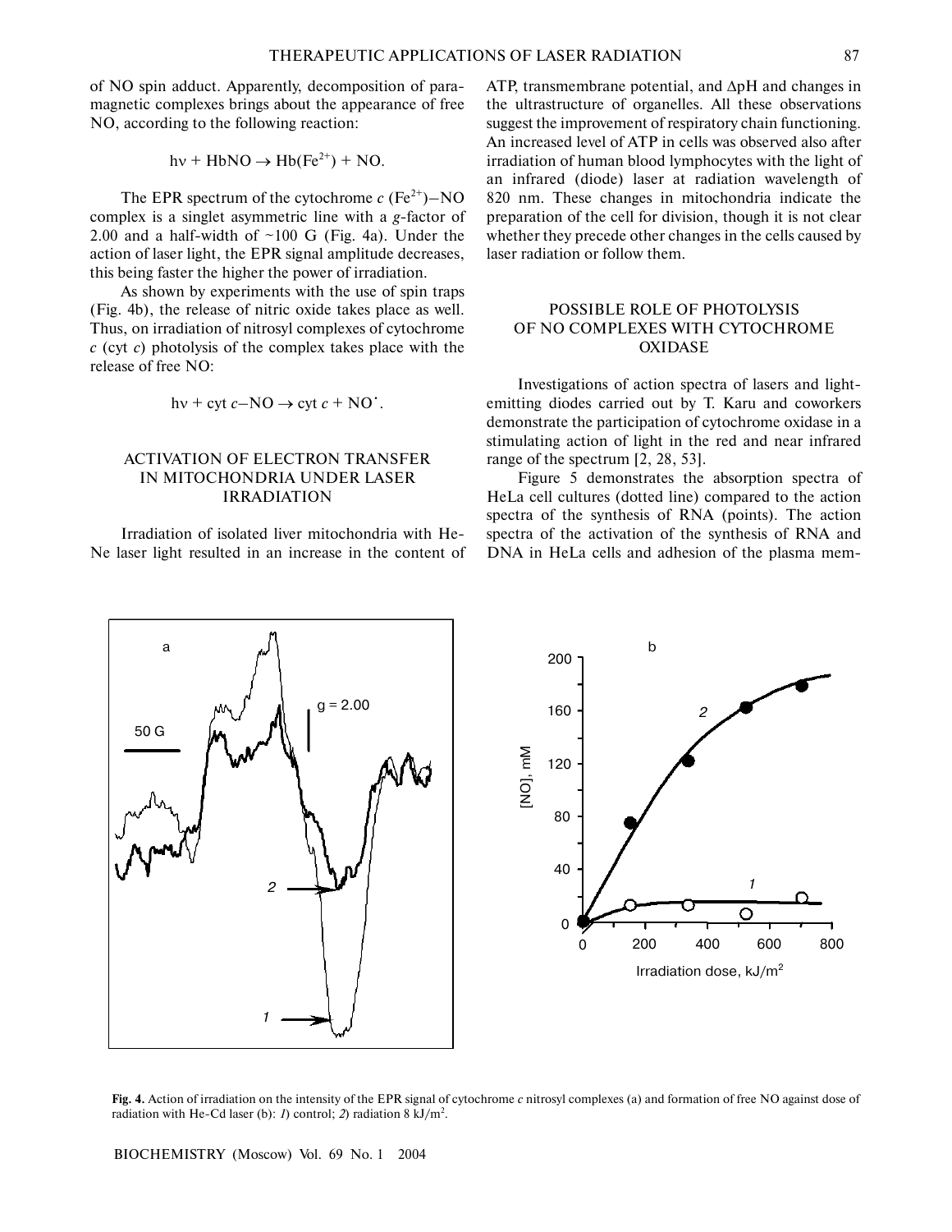of NO spin adduct. Apparently, decomposition of paramagnetic complexes brings about the appearance of free NO, according to the following reaction:

$$h\nu + HbNO \rightarrow Hb(Fe^{2+}) + NO.$$

The EPR spectrum of the cytochrome *c* ($Fe^{2+}$)–NO complex is a singlet asymmetric line with a *g*-factor of 2.00 and a half-width of ~100 G (Fig. 4a). Under the action of laser light, the EPR signal amplitude decreases, this being faster the higher the power of irradiation.

As shown by experiments with the use of spin traps (Fig. 4b), the release of nitric oxide takes place as well. Thus, on irradiation of nitrosyl complexes of cytochrome *c* (cyt *c*) photolysis of the complex takes place with the release of free NO:

$$h\nu + \text{cyt } c\text{–NO} \rightarrow \text{cyt } c + NO^{\bullet}.$$

## ACTIVATION OF ELECTRON TRANSFER IN MITOCHONDRIA UNDER LASER IRRADIATION

Irradiation of isolated liver mitochondria with He-Ne laser light resulted in an increase in the content of ATP, transmembrane potential, and ΔpH and changes in the ultrastructure of organelles. All these observations suggest the improvement of respiratory chain functioning. An increased level of ATP in cells was observed also after irradiation of human blood lymphocytes with the light of an infrared (diode) laser at radiation wavelength of 820 nm. These changes in mitochondria indicate the preparation of the cell for division, though it is not clear whether they precede other changes in the cells caused by laser radiation or follow them.

## POSSIBLE ROLE OF PHOTOLYSIS OF NO COMPLEXES WITH CYTOCHROME OXIDASE

Investigations of action spectra of lasers and light-emitting diodes carried out by T. Karu and coworkers demonstrate the participation of cytochrome oxidase in a stimulating action of light in the red and near infrared range of the spectrum [2, 28, 53].

Figure 5 demonstrates the absorption spectra of HeLa cell cultures (dotted line) compared to the action spectra of the synthesis of RNA (points). The action spectra of the activation of the synthesis of RNA and DNA in HeLa cells and adhesion of the plasma mem-

**Fig. 4.** Action of irradiation on the intensity of the EPR signal of cytochrome *c* nitrosyl complexes (a) and formation of free NO against dose of radiation with He-Cd laser (b): *1*) control; *2*) radiation 8 kJ/m$^2$.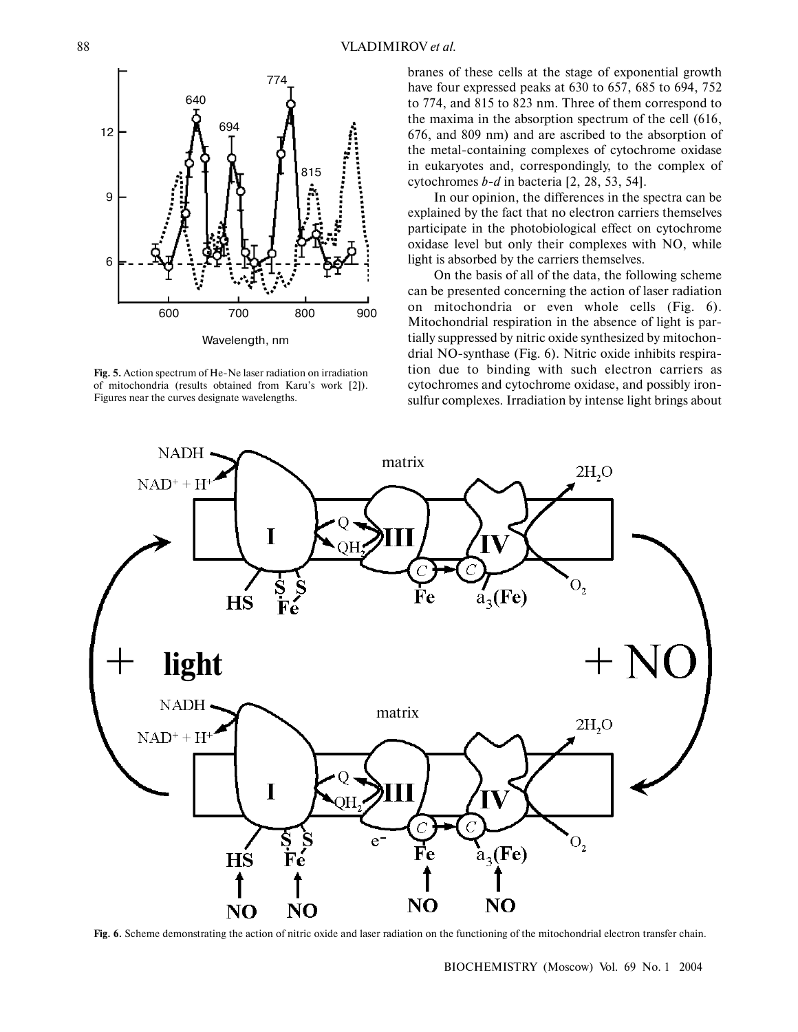Fig. 5. Action spectrum of He-Ne laser radiation on irradiation of mitochondria (results obtained from Karu's work [2]). Figures near the curves designate wavelengths.

branes of these cells at the stage of exponential growth have four expressed peaks at 630 to 657, 685 to 694, 752 to 774, and 815 to 823 nm. Three of them correspond to the maxima in the absorption spectrum of the cell (616, 676, and 809 nm) and are ascribed to the absorption of the metal-containing complexes of cytochrome oxidase in eukaryotes and, correspondingly, to the complex of cytochromes *b-d* in bacteria [2, 28, 53, 54].

In our opinion, the differences in the spectra can be explained by the fact that no electron carriers themselves participate in the photobiological effect on cytochrome oxidase level but only their complexes with NO, while light is absorbed by the carriers themselves.

On the basis of all of the data, the following scheme can be presented concerning the action of laser radiation on mitochondria or even whole cells (Fig. 6). Mitochondrial respiration in the absence of light is partially suppressed by nitric oxide synthesized by mitochondrial NO-synthase (Fig. 6). Nitric oxide inhibits respiration due to binding with such electron carriers as cytochromes and cytochrome oxidase, and possibly iron-sulfur complexes. Irradiation by intense light brings about

Fig. 6. Scheme demonstrating the action of nitric oxide and laser radiation on the functioning of the mitochondrial electron transfer chain.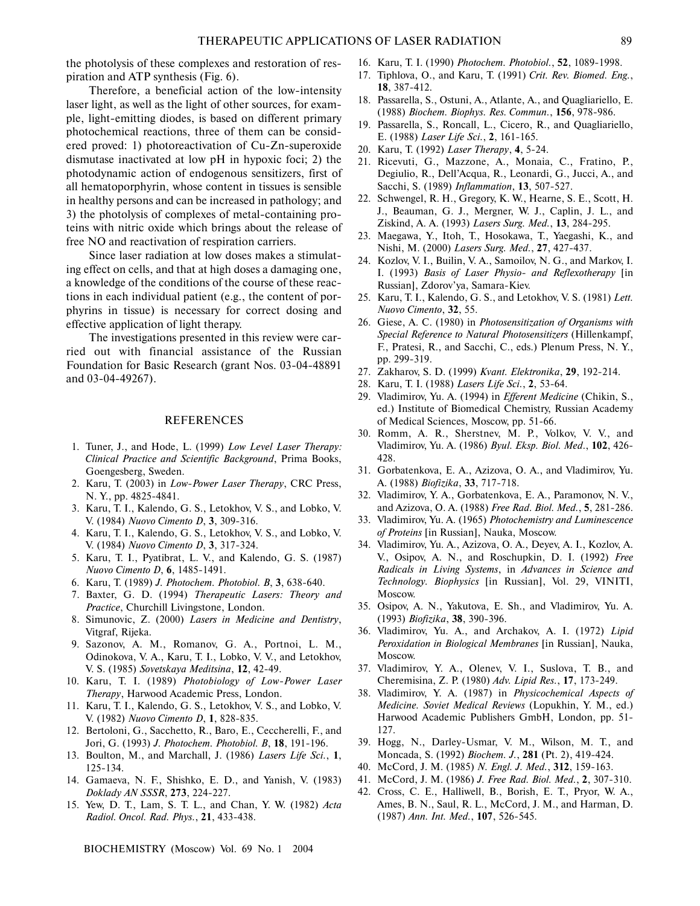the photolysis of these complexes and restoration of respiration and ATP synthesis (Fig. 6).

Therefore, a beneficial action of the low-intensity laser light, as well as the light of other sources, for example, light-emitting diodes, is based on different primary photochemical reactions, three of them can be considered proved: 1) photoreactivation of Cu-Zn-superoxide dismutase inactivated at low pH in hypoxic foci; 2) the photodynamic action of endogenous sensitizers, first of all hematoporphyrin, whose content in tissues is sensible in healthy persons and can be increased in pathology; and 3) the photolysis of complexes of metal-containing proteins with nitric oxide which brings about the release of free NO and reactivation of respiration carriers.

Since laser radiation at low doses makes a stimulating effect on cells, and that at high doses a damaging one, a knowledge of the conditions of the course of these reactions in each individual patient (e.g., the content of porphyrins in tissue) is necessary for correct dosing and effective application of light therapy.

The investigations presented in this review were carried out with financial assistance of the Russian Foundation for Basic Research (grant Nos. 03-04-48891 and 03-04-49267).

## REFERENCES

1. Tuner, J., and Hode, L. (1999) *Low Level Laser Therapy: Clinical Practice and Scientific Background*, Prima Books, Goengesberg, Sweden.
2. Karu, T. (2003) in *Low-Power Laser Therapy*, CRC Press, N. Y., pp. 4825-4841.
3. Karu, T. I., Kalendo, G. S., Letokhov, V. S., and Lobko, V. V. (1984) *Nuovo Cimento D*, **3**, 309-316.
4. Karu, T. I., Kalendo, G. S., Letokhov, V. S., and Lobko, V. V. (1984) *Nuovo Cimento D*, **3**, 317-324.
5. Karu, T. I., Pyatibrat, L. V., and Kalendo, G. S. (1987) *Nuovo Cimento D*, **6**, 1485-1491.
6. Karu, T. (1989) *J. Photochem. Photobiol. B*, **3**, 638-640.
7. Baxter, G. D. (1994) *Therapeutic Lasers: Theory and Practice*, Churchill Livingstone, London.
8. Simunovic, Z. (2000) *Lasers in Medicine and Dentistry*, Vitgraf, Rijeka.
9. Sazonov, A. M., Romanov, G. A., Portnoi, L. M., Odinokova, V. A., Karu, T. I., Lobko, V. V., and Letokhov, V. S. (1985) *Sovetskaya Meditsina*, **12**, 42-49.
10. Karu, T. I. (1989) *Photobiology of Low-Power Laser Therapy*, Harwood Academic Press, London.
11. Karu, T. I., Kalendo, G. S., Letokhov, V. S., and Lobko, V. V. (1982) *Nuovo Cimento D*, **1**, 828-835.
12. Bertoloni, G., Sacchetto, R., Baro, E., Ceccherelli, F., and Jori, G. (1993) *J. Photochem. Photobiol. B*, **18**, 191-196.
13. Boulton, M., and Marchall, J. (1986) *Lasers Life Sci.*, **1**, 125-134.
14. Gamaeva, N. F., Shishko, E. D., and Yanish, V. (1983) *Doklady AN SSSR*, **273**, 224-227.
15. Yew, D. T., Lam, S. T. L., and Chan, Y. W. (1982) *Acta Radiol. Oncol. Rad. Phys.*, **21**, 433-438.
16. Karu, T. I. (1990) *Photochem. Photobiol.*, **52**, 1089-1998.
17. Tiphlova, O., and Karu, T. (1991) *Crit. Rev. Biomed. Eng.*, **18**, 387-412.
18. Passarella, S., Ostuni, A., Atlante, A., and Quagliariello, E. (1988) *Biochem. Biophys. Res. Commun.*, **156**, 978-986.
19. Passarella, S., Roncall, L., Cicero, R., and Quagliariello, E. (1988) *Laser Life Sci.*, **2**, 161-165.
20. Karu, T. (1992) *Laser Therapy*, **4**, 5-24.
21. Ricevuti, G., Mazzone, A., Monaia, C., Fratino, P., Degiulio, R., Dell'Acqua, R., Leonardi, G., Jucci, A., and Sacchi, S. (1989) *Inflammation*, **13**, 507-527.
22. Schwengel, R. H., Gregory, K. W., Hearne, S. E., Scott, H. J., Beauman, G. J., Mergner, W. J., Caplin, J. L., and Ziskind, A. A. (1993) *Lasers Surg. Med.*, **13**, 284-295.
23. Maegawa, Y., Itoh, T., Hosokawa, T., Yaegashi, K., and Nishi, M. (2000) *Lasers Surg. Med.*, **27**, 427-437.
24. Kozlov, V. I., Builin, V. A., Samoilov, N. G., and Markov, I. I. (1993) *Basis of Laser Physio- and Reflexotherapy* [in Russian], Zdorov'ya, Samara-Kiev.
25. Karu, T. I., Kalendo, G. S., and Letokhov, V. S. (1981) *Lett. Nuovo Cimento*, **32**, 55.
26. Giese, A. C. (1980) in *Photosensitization of Organisms with Special Reference to Natural Photosensitizers* (Hillenkampf, F., Pratesi, R., and Sacchi, C., eds.) Plenum Press, N. Y., pp. 299-319.
27. Zakharov, S. D. (1999) *Kvant. Elektronika*, **29**, 192-214.
28. Karu, T. I. (1988) *Lasers Life Sci.*, **2**, 53-64.
29. Vladimirov, Yu. A. (1994) in *Efferent Medicine* (Chikin, S., ed.) Institute of Biomedical Chemistry, Russian Academy of Medical Sciences, Moscow, pp. 51-66.
30. Romm, A. R., Sherstnev, M. P., Volkov, V. V., and Vladimirov, Yu. A. (1986) *Byul. Eksp. Biol. Med.*, **102**, 426-428.
31. Gorbatenkova, E. A., Azizova, O. A., and Vladimirov, Yu. A. (1988) *Biofizika*, **33**, 717-718.
32. Vladimirov, Y. A., Gorbatenkova, E. A., Paramonov, N. V., and Azizova, O. A. (1988) *Free Rad. Biol. Med.*, **5**, 281-286.
33. Vladimirov, Yu. A. (1965) *Photochemistry and Luminescence of Proteins* [in Russian], Nauka, Moscow.
34. Vladimirov, Yu. A., Azizova, O. A., Deyev, A. I., Kozlov, A. V., Osipov, A. N., and Roschupkin, D. I. (1992) *Free Radicals in Living Systems*, in *Advances in Science and Technology. Biophysics* [in Russian], Vol. 29, VINITI, Moscow.
35. Osipov, A. N., Yakutova, E. Sh., and Vladimirov, Yu. A. (1993) *Biofizika*, **38**, 390-396.
36. Vladimirov, Yu. A., and Archakov, A. I. (1972) *Lipid Peroxidation in Biological Membranes* [in Russian], Nauka, Moscow.
37. Vladimirov, Y. A., Olenev, V. I., Suslova, T. B., and Cheremisina, Z. P. (1980) *Adv. Lipid Res.*, **17**, 173-249.
38. Vladimirov, Y. A. (1987) in *Physicochemical Aspects of Medicine. Soviet Medical Reviews* (Lopukhin, Y. M., ed.) Harwood Academic Publishers GmbH, London, pp. 51-127.
39. Hogg, N., Darley-Usmar, V. M., Wilson, M. T., and Moncada, S. (1992) *Biochem. J.*, **281** (Pt. 2), 419-424.
40. McCord, J. M. (1985) *N. Engl. J. Med.*, **312**, 159-163.
41. McCord, J. M. (1986) *J. Free Rad. Biol. Med.*, **2**, 307-310.
42. Cross, C. E., Halliwell, B., Borish, E. T., Pryor, W. A., Ames, B. N., Saul, R. L., McCord, J. M., and Harman, D. (1987) *Ann. Int. Med.*, **107**, 526-545.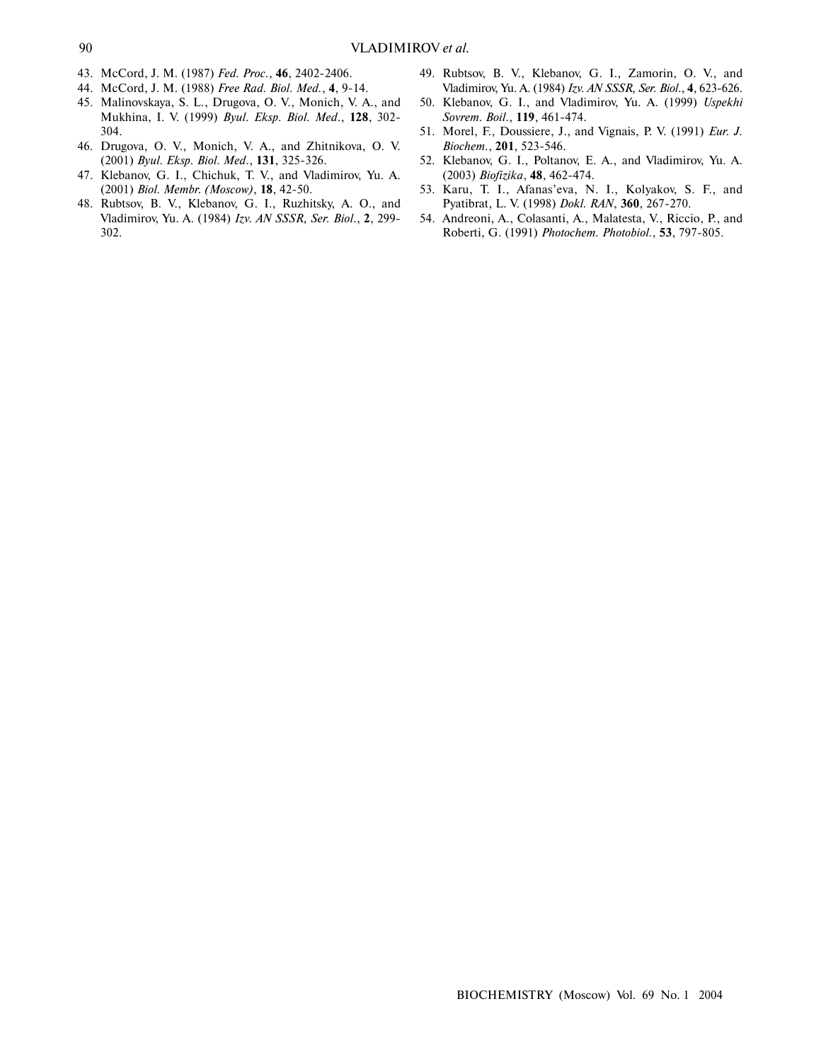43. McCord, J. M. (1987) *Fed. Proc.*, **46**, 2402-2406.
44. McCord, J. M. (1988) *Free Rad. Biol. Med.*, **4**, 9-14.
45. Malinovskaya, S. L., Drugova, O. V., Monich, V. A., and Mukhina, I. V. (1999) *Byul. Eksp. Biol. Med.*, **128**, 302-304.
46. Drugova, O. V., Monich, V. A., and Zhitnikova, O. V. (2001) *Byul. Eksp. Biol. Med.*, **131**, 325-326.
47. Klebanov, G. I., Chichuk, T. V., and Vladimirov, Yu. A. (2001) *Biol. Membr. (Moscow)*, **18**, 42-50.
48. Rubtsov, B. V., Klebanov, G. I., Ruzhitsky, A. O., and Vladimirov, Yu. A. (1984) *Izv. AN SSSR, Ser. Biol.*, **2**, 299-302.
49. Rubtsov, B. V., Klebanov, G. I., Zamorin, O. V., and Vladimirov, Yu. A. (1984) *Izv. AN SSSR, Ser. Biol.*, **4**, 623-626.
50. Klebanov, G. I., and Vladimirov, Yu. A. (1999) *Uspekhi Sovrem. Boil.*, **119**, 461-474.
51. Morel, F., Doussiere, J., and Vignais, P. V. (1991) *Eur. J. Biochem.*, **201**, 523-546.
52. Klebanov, G. I., Poltanov, E. A., and Vladimirov, Yu. A. (2003) *Biofizika*, **48**, 462-474.
53. Karu, T. I., Afanas'eva, N. I., Kolyakov, S. F., and Pyatibrat, L. V. (1998) *Dokl. RAN*, **360**, 267-270.
54. Andreoni, A., Colasanti, A., Malatesta, V., Riccio, P., and Roberti, G. (1991) *Photochem. Photobiol.*, **53**, 797-805.